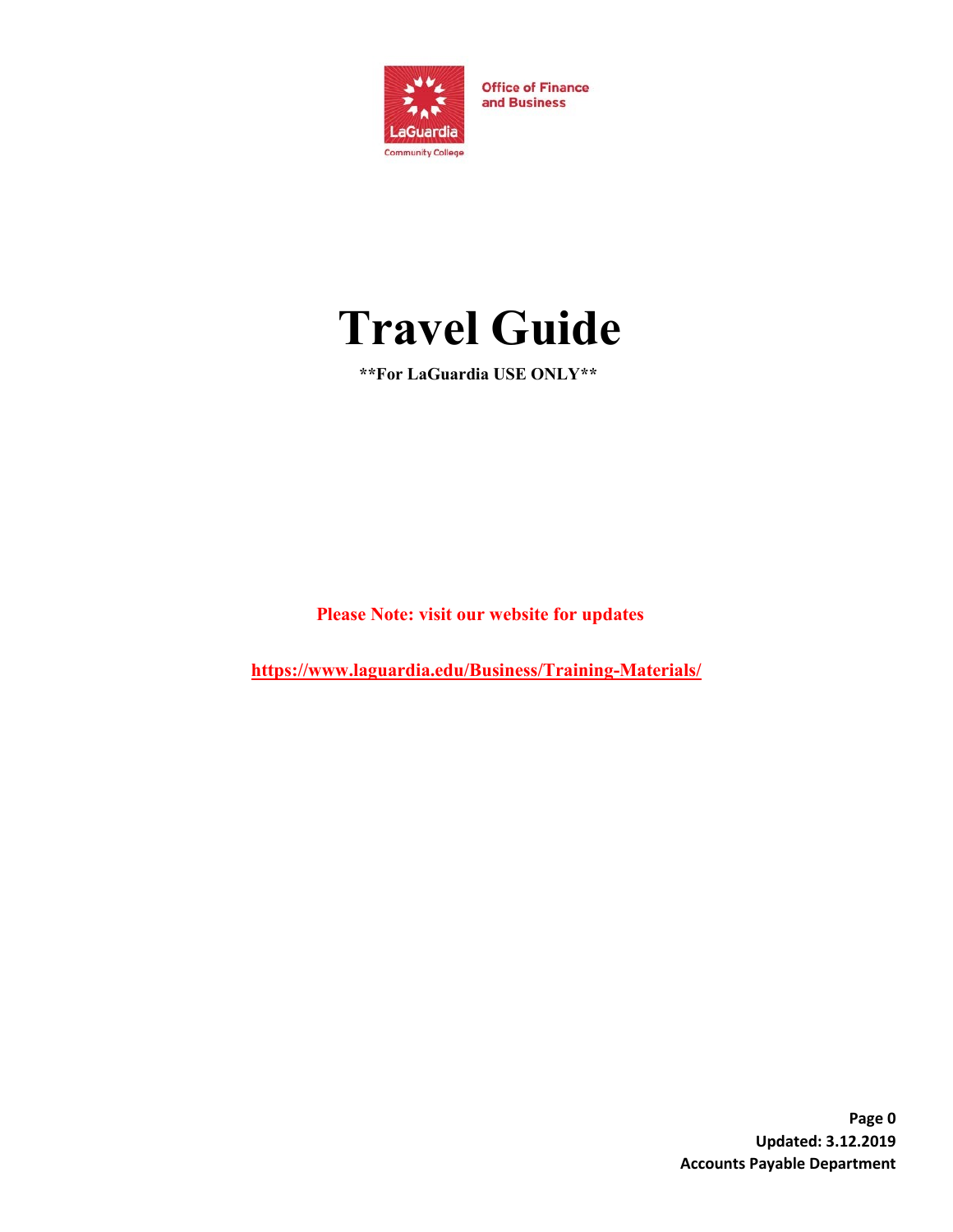Office of Finance and Business

LaGuardia Community College

# Travel Guide

**\*\*For LaGuardia USE ONLY\*\***

**Please Note: visit our website for updates**

**https://www.laguardia.edu/Business/Training-Materials/**

**Updated: 3.12.2019**

**Accounts Payable Department**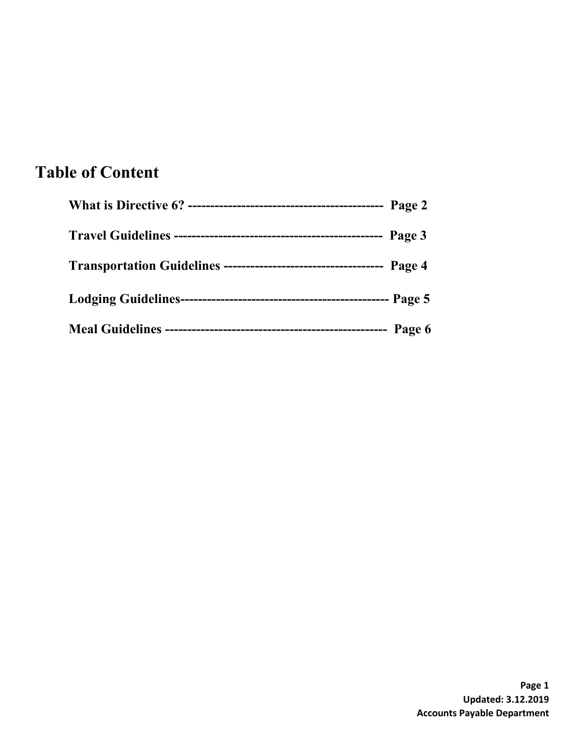# Table of Content

**What is Directive 6? -------------------------------------------- Page 2**

**Travel Guidelines ----------------------------------------------- Page 3**

**Transportation Guidelines ------------------------------------ Page 4**

**Lodging Guidelines----------------------------------------------- Page 5**

**Meal Guidelines -------------------------------------------------- Page 6**

**Updated: 3.12.2019**
**Accounts Payable Department**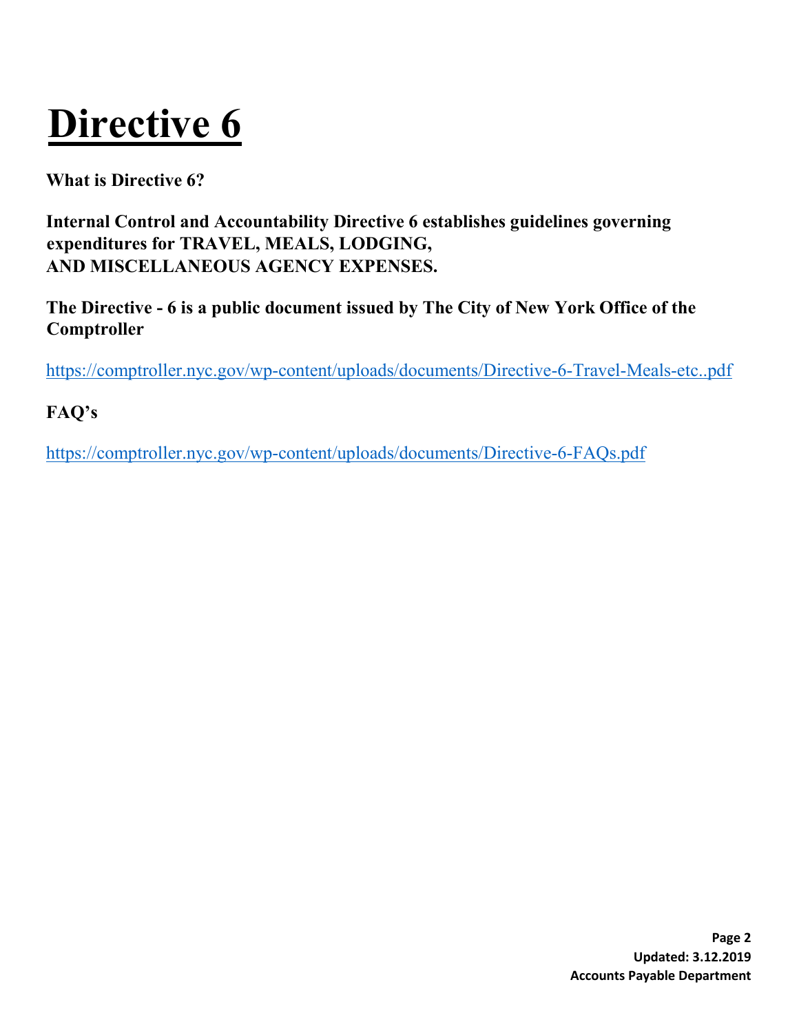# Directive 6

**What is Directive 6?**

**Internal Control and Accountability Directive 6 establishes guidelines governing expenditures for TRAVEL, MEALS, LODGING, AND MISCELLANEOUS AGENCY EXPENSES.**

**The Directive - 6 is a public document issued by The City of New York Office of the Comptroller**

https://comptroller.nyc.gov/wp-content/uploads/documents/Directive-6-Travel-Meals-etc..pdf

**FAQ's**

https://comptroller.nyc.gov/wp-content/uploads/documents/Directive-6-FAQs.pdf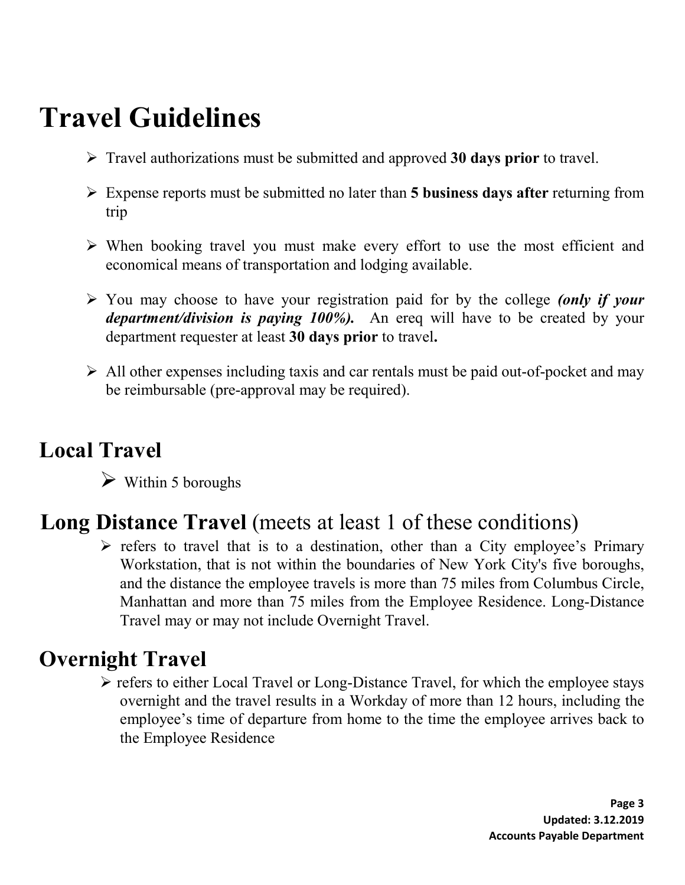# Travel Guidelines

- Travel authorizations must be submitted and approved **30 days prior** to travel.
- Expense reports must be submitted no later than **5 business days after** returning from trip
- When booking travel you must make every effort to use the most efficient and economical means of transportation and lodging available.
- You may choose to have your registration paid for by the college ***(only if your department/division is paying 100%).*** An ereq will have to be created by your department requester at least **30 days prior** to travel**.**
- All other expenses including taxis and car rentals must be paid out-of-pocket and may be reimbursable (pre-approval may be required).

## Local Travel

- Within 5 boroughs

## Long Distance Travel (meets at least 1 of these conditions)

- refers to travel that is to a destination, other than a City employee's Primary Workstation, that is not within the boundaries of New York City's five boroughs, and the distance the employee travels is more than 75 miles from Columbus Circle, Manhattan and more than 75 miles from the Employee Residence. Long-Distance Travel may or may not include Overnight Travel.

## Overnight Travel

- refers to either Local Travel or Long-Distance Travel, for which the employee stays overnight and the travel results in a Workday of more than 12 hours, including the employee's time of departure from home to the time the employee arrives back to the Employee Residence

Updated: 3.12.2019
Accounts Payable Department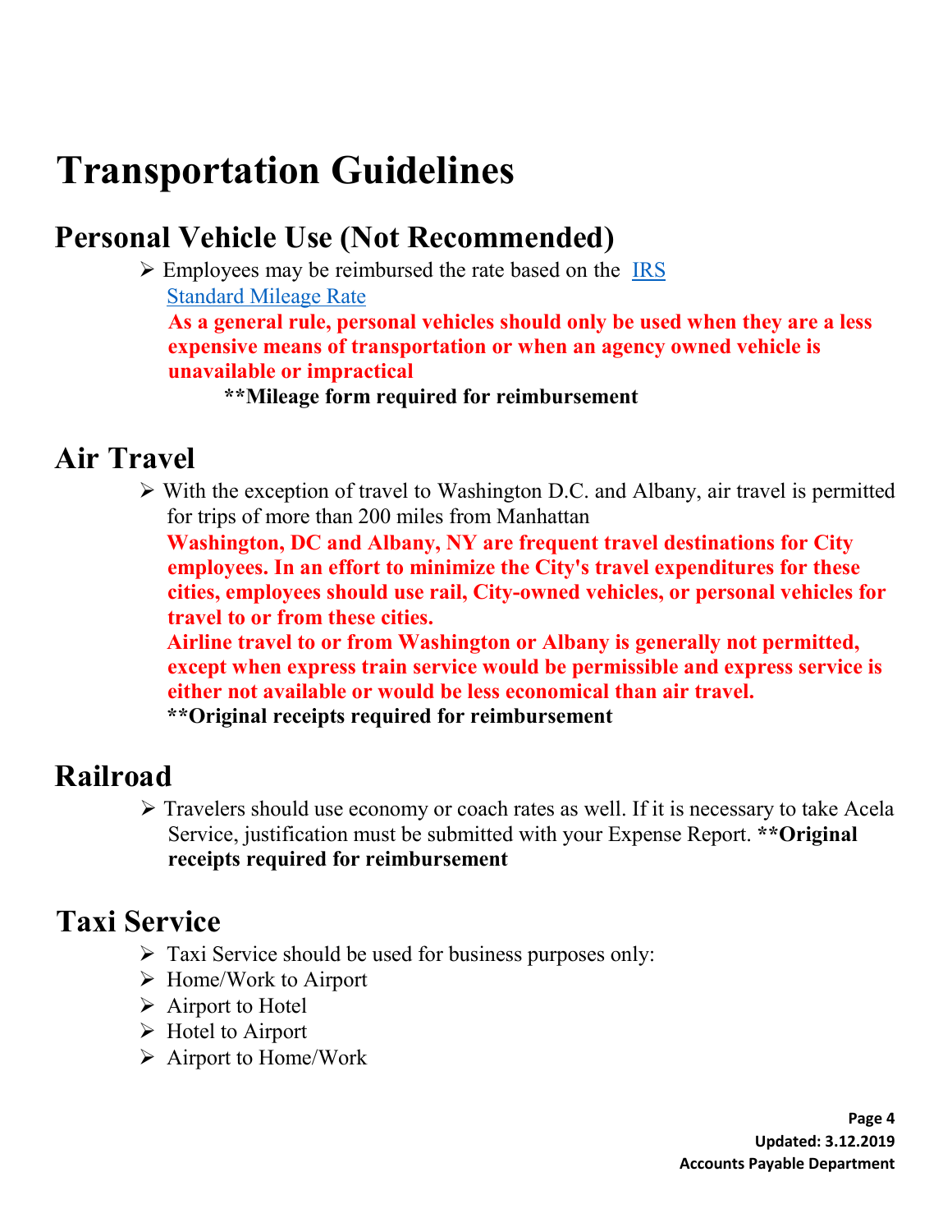# Transportation Guidelines

## Personal Vehicle Use (Not Recommended)

- Employees may be reimbursed the rate based on the [IRS Standard Mileage Rate]

  **As a general rule, personal vehicles should only be used when they are a less expensive means of transportation or when an agency owned vehicle is unavailable or impractical**

  **\*\*Mileage form required for reimbursement**

## Air Travel

- With the exception of travel to Washington D.C. and Albany, air travel is permitted for trips of more than 200 miles from Manhattan

  **Washington, DC and Albany, NY are frequent travel destinations for City employees. In an effort to minimize the City's travel expenditures for these cities, employees should use rail, City-owned vehicles, or personal vehicles for travel to or from these cities.**

  **Airline travel to or from Washington or Albany is generally not permitted, except when express train service would be permissible and express service is either not available or would be less economical than air travel.**

  **\*\*Original receipts required for reimbursement**

## Railroad

- Travelers should use economy or coach rates as well. If it is necessary to take Acela Service, justification must be submitted with your Expense Report. **\*\*Original receipts required for reimbursement**

## Taxi Service

- Taxi Service should be used for business purposes only:
- Home/Work to Airport
- Airport to Hotel
- Hotel to Airport
- Airport to Home/Work

Updated: 3.12.2019

Accounts Payable Department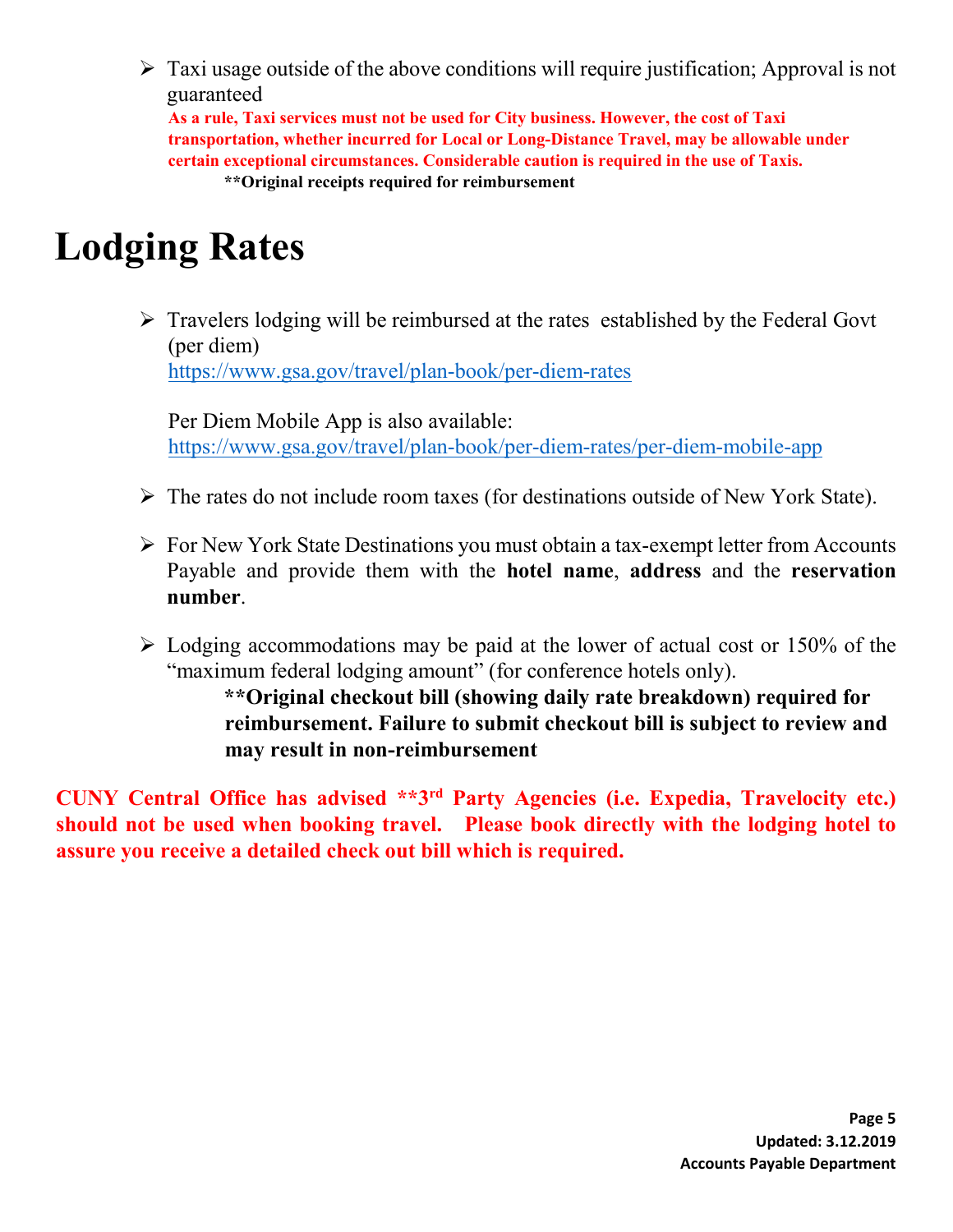- Taxi usage outside of the above conditions will require justification; Approval is not guaranteed
  **As a rule, Taxi services must not be used for City business. However, the cost of Taxi transportation, whether incurred for Local or Long-Distance Travel, may be allowable under certain exceptional circumstances. Considerable caution is required in the use of Taxis.**
  **\*\*Original receipts required for reimbursement**

# Lodging Rates

- Travelers lodging will be reimbursed at the rates established by the Federal Govt (per diem)
  https://www.gsa.gov/travel/plan-book/per-diem-rates

  Per Diem Mobile App is also available:
  https://www.gsa.gov/travel/plan-book/per-diem-rates/per-diem-mobile-app

- The rates do not include room taxes (for destinations outside of New York State).

- For New York State Destinations you must obtain a tax-exempt letter from Accounts Payable and provide them with the **hotel name**, **address** and the **reservation number**.

- Lodging accommodations may be paid at the lower of actual cost or 150% of the "maximum federal lodging amount" (for conference hotels only).
  **\*\*Original checkout bill (showing daily rate breakdown) required for reimbursement. Failure to submit checkout bill is subject to review and may result in non-reimbursement**

**CUNY Central Office has advised \*\*3rd Party Agencies (i.e. Expedia, Travelocity etc.) should not be used when booking travel. Please book directly with the lodging hotel to assure you receive a detailed check out bill which is required.**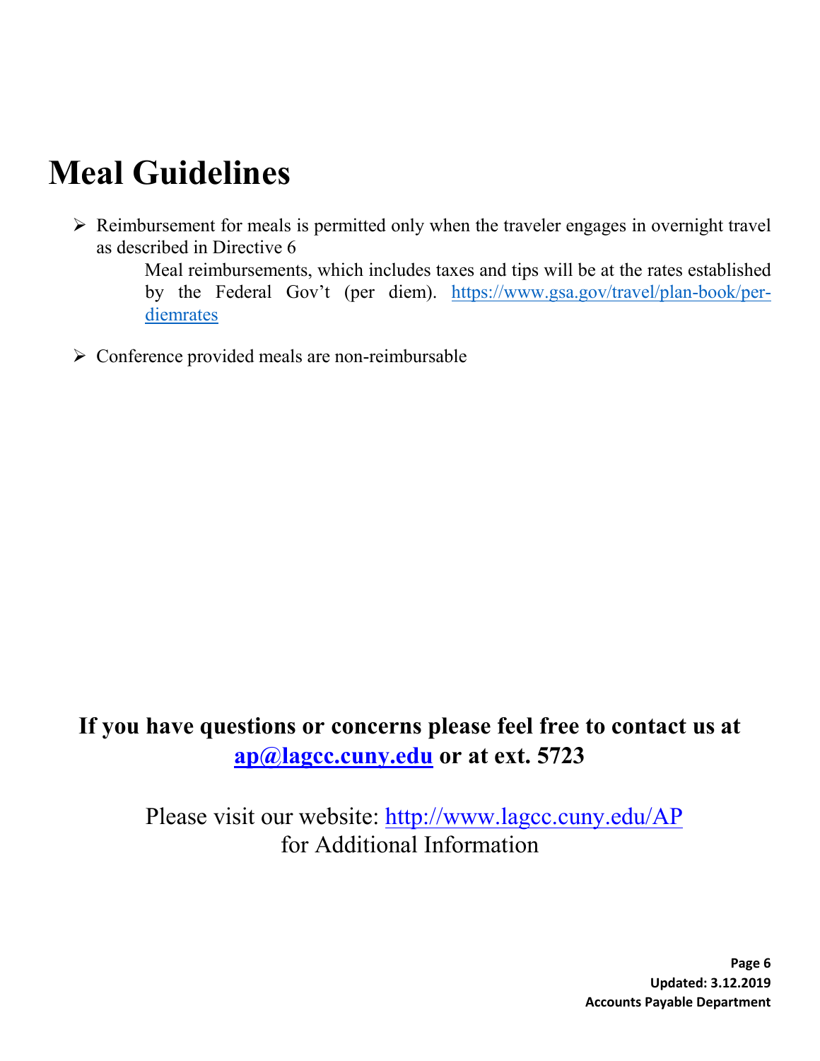# Meal Guidelines

- Reimbursement for meals is permitted only when the traveler engages in overnight travel as described in Directive 6

  Meal reimbursements, which includes taxes and tips will be at the rates established by the Federal Gov't (per diem). https://www.gsa.gov/travel/plan-book/per-diemrates

- Conference provided meals are non-reimbursable

**If you have questions or concerns please feel free to contact us at ap@lagcc.cuny.edu or at ext. 5723**

Please visit our website: http://www.lagcc.cuny.edu/AP for Additional Information

**Updated: 3.12.2019**
**Accounts Payable Department**